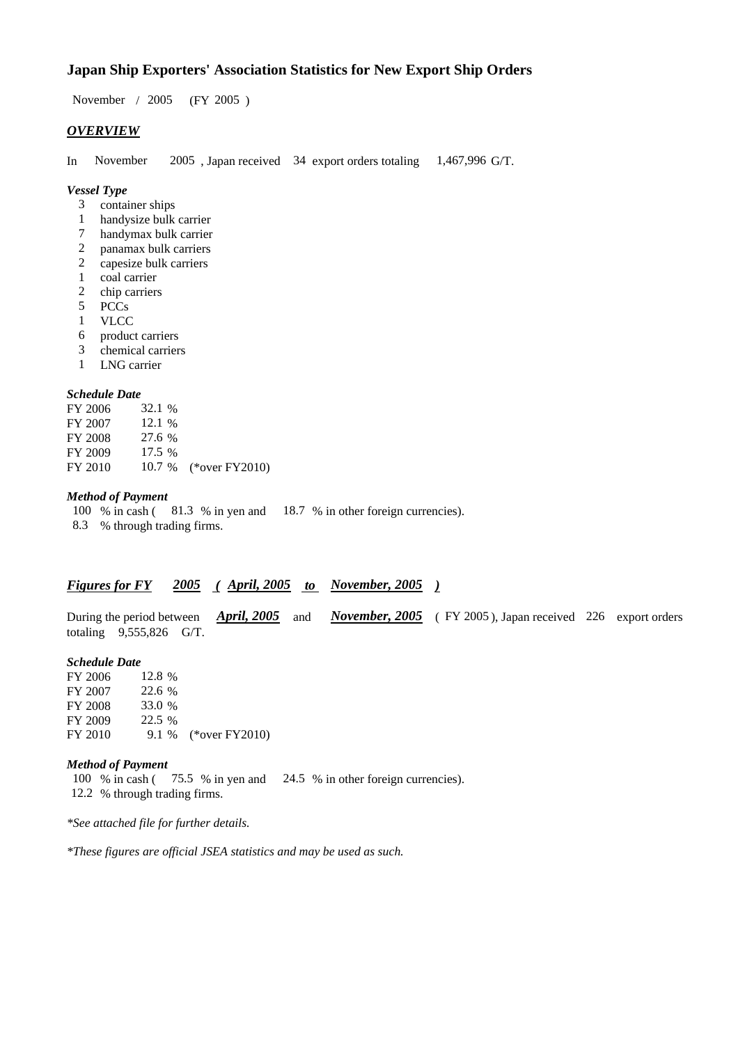# Japan Ship Exporters' Association Statistics for New Export Ship Orders

November / 2005 (FY 2005 )

## *OVERVIEW*

In November 2005 , Japan received 34 export orders totaling 1,467,996 G/T.

### *Vessel Type*

- 3 container ships
- 1 handysize bulk carrier
- 7 handymax bulk carrier
- 2 panamax bulk carriers
- 2 capesize bulk carriers
- 1 coal carrier
- 2 chip carriers
- 5 PCCs
- 1 VLCC
- 6 product carriers
- 3 chemical carriers
- 1 LNG carrier

### *Schedule Date*

| | | |
|---|---|---|
| FY 2006 | 32.1 % | |
| FY 2007 | 12.1 % | |
| FY 2008 | 27.6 % | |
| FY 2009 | 17.5 % | |
| FY 2010 | 10.7 % | (*over FY2010) |

### *Method of Payment*

100 % in cash ( 81.3 % in yen and 18.7 % in other foreign currencies).
8.3 % through trading firms.

## *Figures for FY 2005 ( April, 2005 to November, 2005 )*

During the period between *April, 2005* and *November, 2005* ( FY 2005 ), Japan received 226 export orders totaling 9,555,826 G/T.

### *Schedule Date*

| | | |
|---|---|---|
| FY 2006 | 12.8 % | |
| FY 2007 | 22.6 % | |
| FY 2008 | 33.0 % | |
| FY 2009 | 22.5 % | |
| FY 2010 | 9.1 % | (*over FY2010) |

### *Method of Payment*

100 % in cash ( 75.5 % in yen and 24.5 % in other foreign currencies).
12.2 % through trading firms.

*\*See attached file for further details.*

*\*These figures are official JSEA statistics and may be used as such.*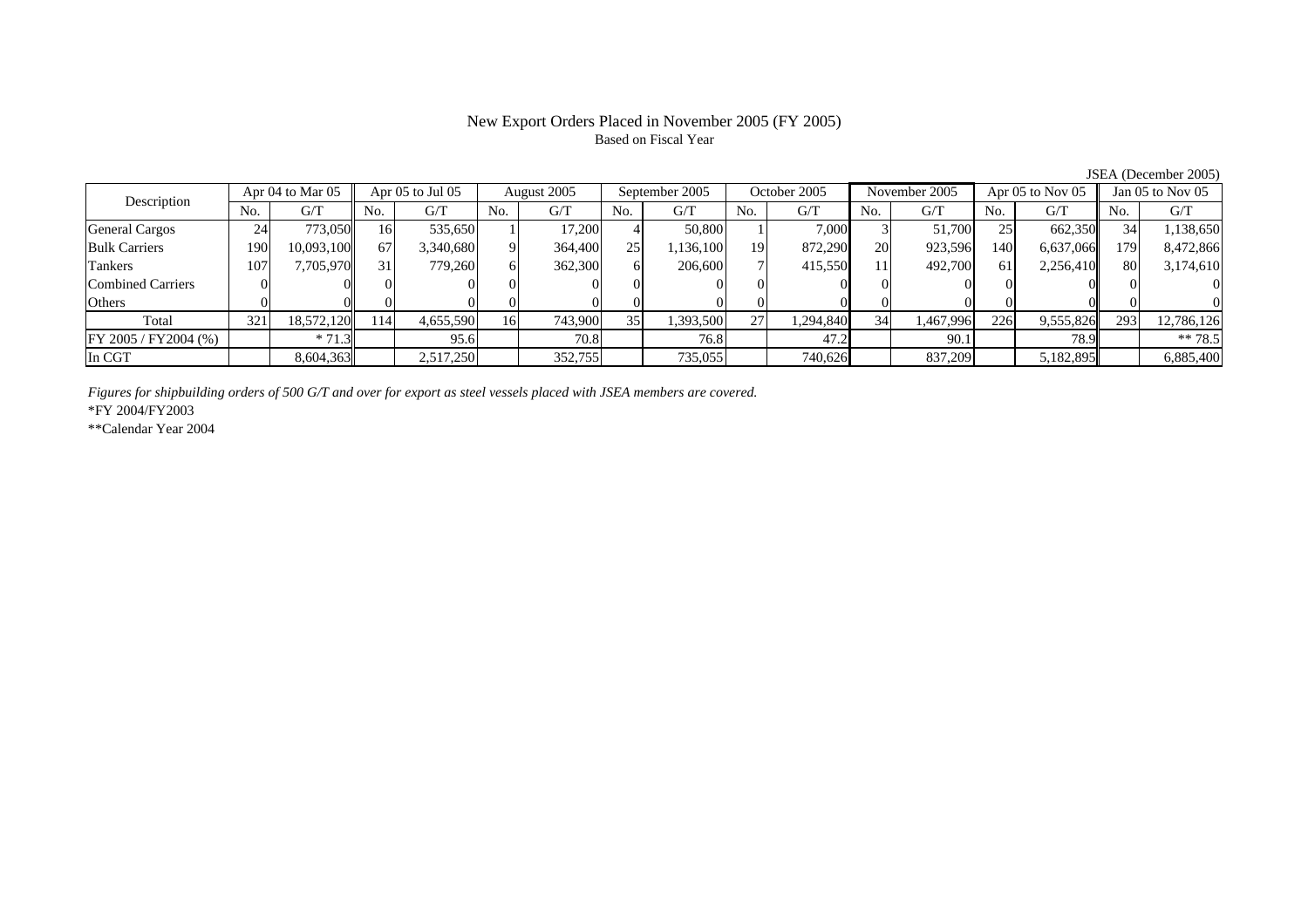# New Export Orders Placed in November 2005 (FY 2005)

Based on Fiscal Year

JSEA (December 2005)

| Description | Apr 04 to Mar 05 | | Apr 05 to Jul 05 | | August 2005 | | September 2005 | | October 2005 | | November 2005 | | Apr 05 to Nov 05 | | Jan 05 to Nov 05 | |
|---|---|---|---|---|---|---|---|---|---|---|---|---|---|---|---|---|
| | No. | G/T | No. | G/T | No. | G/T | No. | G/T | No. | G/T | No. | G/T | No. | G/T | No. | G/T |
| General Cargos | 24 | 773,050 | 16 | 535,650 | 1 | 17,200 | 4 | 50,800 | 1 | 7,000 | 3 | 51,700 | 25 | 662,350 | 34 | 1,138,650 |
| Bulk Carriers | 190 | 10,093,100 | 67 | 3,340,680 | 9 | 364,400 | 25 | 1,136,100 | 19 | 872,290 | 20 | 923,596 | 140 | 6,637,066 | 179 | 8,472,866 |
| Tankers | 107 | 7,705,970 | 31 | 779,260 | 6 | 362,300 | 6 | 206,600 | 7 | 415,550 | 11 | 492,700 | 61 | 2,256,410 | 80 | 3,174,610 |
| Combined Carriers | 0 | 0 | 0 | 0 | 0 | 0 | 0 | 0 | 0 | 0 | 0 | 0 | 0 | 0 | 0 | 0 |
| Others | 0 | 0 | 0 | 0 | 0 | 0 | 0 | 0 | 0 | 0 | 0 | 0 | 0 | 0 | 0 | 0 |
| Total | 321 | 18,572,120 | 114 | 4,655,590 | 16 | 743,900 | 35 | 1,393,500 | 27 | 1,294,840 | 34 | 1,467,996 | 226 | 9,555,826 | 293 | 12,786,126 |
| FY 2005 / FY2004 (%) | | * 71.3 | | 95.6 | | 70.8 | | 76.8 | | 47.2 | | 90.1 | | 78.9 | | ** 78.5 |
| In CGT | | 8,604,363 | | 2,517,250 | | 352,755 | | 735,055 | | 740,626 | | 837,209 | | 5,182,895 | | 6,885,400 |

*Figures for shipbuilding orders of 500 G/T and over for export as steel vessels placed with JSEA members are covered.*

*FY 2004/FY2003

**Calendar Year 2004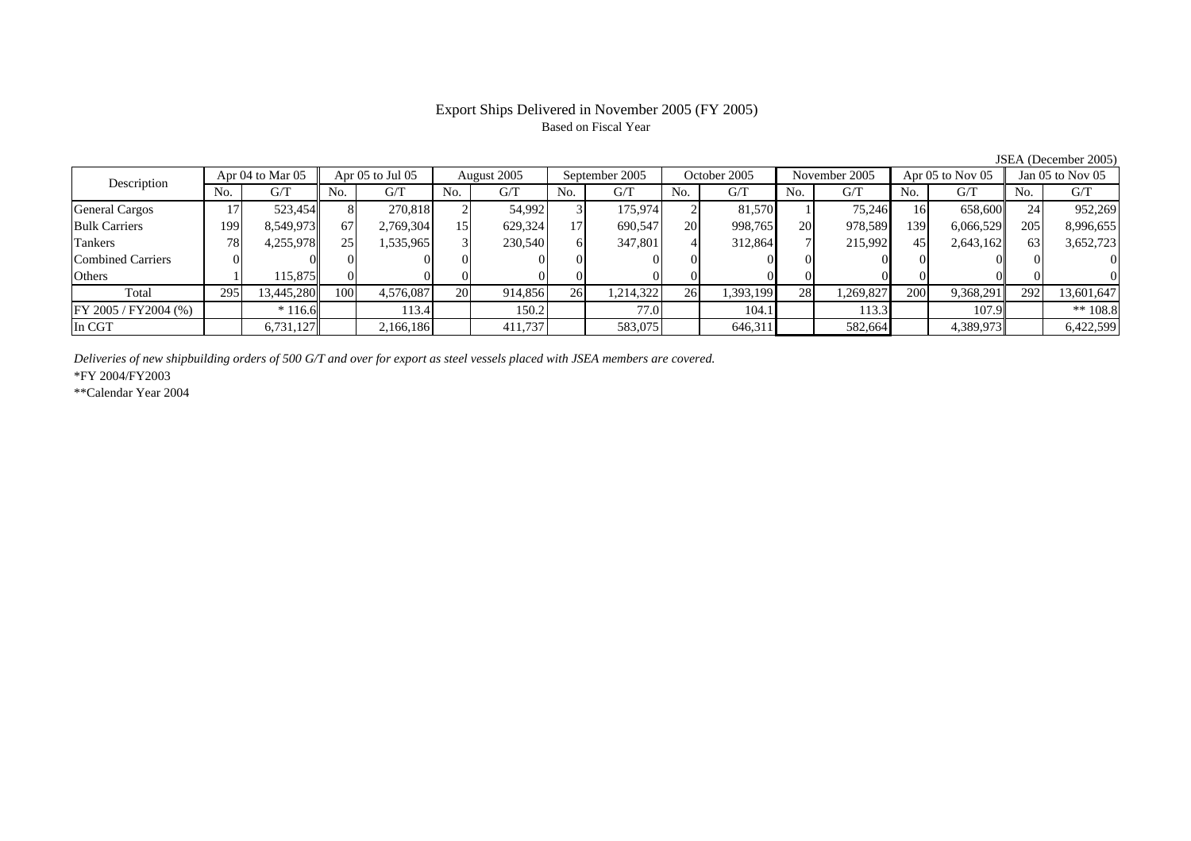# Export Ships Delivered in November 2005 (FY 2005)

Based on Fiscal Year

JSEA (December 2005)

| Description | Apr 04 to Mar 05 | | Apr 05 to Jul 05 | | August 2005 | | September 2005 | | October 2005 | | November 2005 | | Apr 05 to Nov 05 | | Jan 05 to Nov 05 | |
|---|---|---|---|---|---|---|---|---|---|---|---|---|---|---|---|---|
| | No. | G/T | No. | G/T | No. | G/T | No. | G/T | No. | G/T | No. | G/T | No. | G/T | No. | G/T |
| General Cargos | 17 | 523,454 | 8 | 270,818 | 2 | 54,992 | 3 | 175,974 | 2 | 81,570 | 1 | 75,246 | 16 | 658,600 | 24 | 952,269 |
| Bulk Carriers | 199 | 8,549,973 | 67 | 2,769,304 | 15 | 629,324 | 17 | 690,547 | 20 | 998,765 | 20 | 978,589 | 139 | 6,066,529 | 205 | 8,996,655 |
| Tankers | 78 | 4,255,978 | 25 | 1,535,965 | 3 | 230,540 | 6 | 347,801 | 4 | 312,864 | 7 | 215,992 | 45 | 2,643,162 | 63 | 3,652,723 |
| Combined Carriers | 0 | 0 | 0 | 0 | 0 | 0 | 0 | 0 | 0 | 0 | 0 | 0 | 0 | 0 | 0 | 0 |
| Others | 1 | 115,875 | 0 | 0 | 0 | 0 | 0 | 0 | 0 | 0 | 0 | 0 | 0 | 0 | 0 | 0 |
| Total | 295 | 13,445,280 | 100 | 4,576,087 | 20 | 914,856 | 26 | 1,214,322 | 26 | 1,393,199 | 28 | 1,269,827 | 200 | 9,368,291 | 292 | 13,601,647 |
| FY 2005 / FY2004 (%) | | * 116.6 | | 113.4 | | 150.2 | | 77.0 | | 104.1 | | 113.3 | | 107.9 | | ** 108.8 |
| In CGT | | 6,731,127 | | 2,166,186 | | 411,737 | | 583,075 | | 646,311 | | 582,664 | | 4,389,973 | | 6,422,599 |

*Deliveries of new shipbuilding orders of 500 G/T and over for export as steel vessels placed with JSEA members are covered.*

*FY 2004/FY2003

**Calendar Year 2004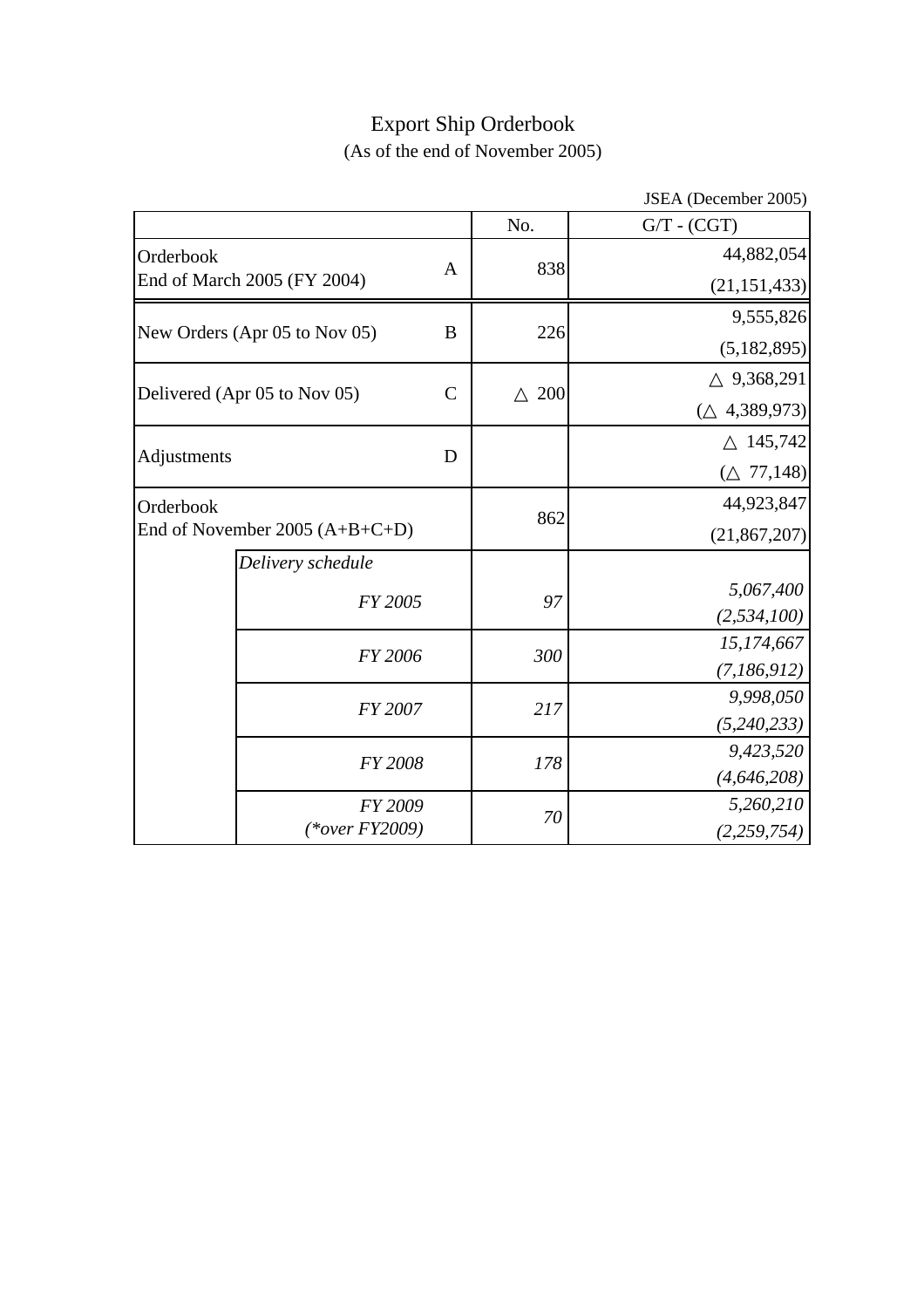# Export Ship Orderbook

(As of the end of November 2005)

JSEA (December 2005)

| | | | No. | G/T - (CGT) |
|---|---|---|---|---|
| Orderbook<br>End of March 2005 (FY 2004) | | A | 838 | 44,882,054<br>(21,151,433) |
| New Orders (Apr 05 to Nov 05) | | B | 226 | 9,555,826<br>(5,182,895) |
| Delivered (Apr 05 to Nov 05) | | C | △ 200 | △ 9,368,291<br>(△ 4,389,973) |
| Adjustments | | D | | △ 145,742<br>(△ 77,148) |
| Orderbook<br>End of November 2005 (A+B+C+D) | | | 862 | 44,923,847<br>(21,867,207) |
| | *Delivery schedule* | | | |
| | *FY 2005* | | *97* | *5,067,400*<br>*(2,534,100)* |
| | *FY 2006* | | *300* | *15,174,667*<br>*(7,186,912)* |
| | *FY 2007* | | *217* | *9,998,050*<br>*(5,240,233)* |
| | *FY 2008* | | *178* | *9,423,520*<br>*(4,646,208)* |
| | *FY 2009*<br>*(*over FY2009)* | | *70* | *5,260,210*<br>*(2,259,754)* |